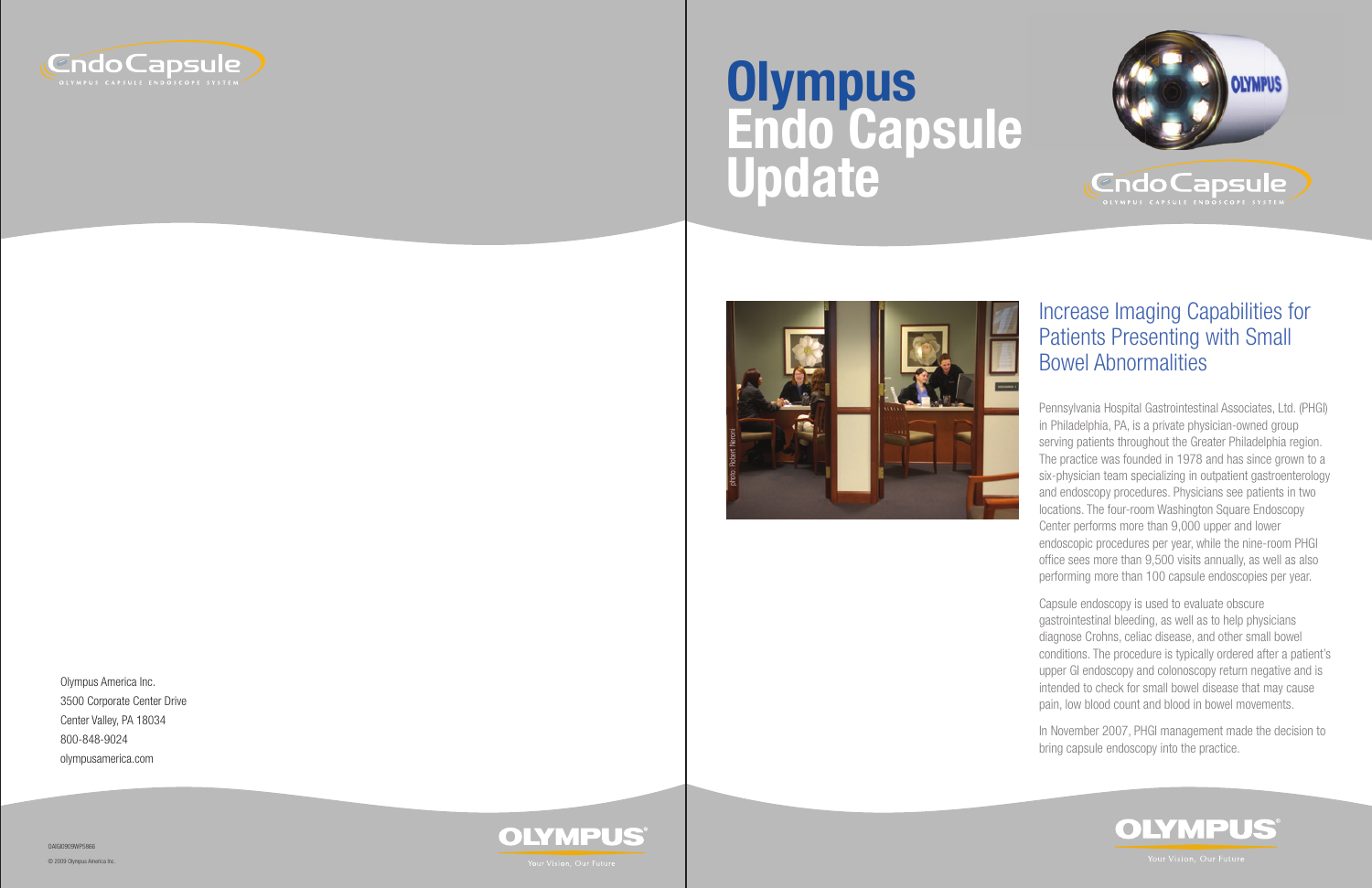# Olympus Endo Capsule Update

EndoCapsule
OLYMPUS CAPSULE ENDOSCOPE SYSTEM

photo: Robert Neroni

## Increase Imaging Capabilities for Patients Presenting with Small Bowel Abnormalities

Pennsylvania Hospital Gastrointestinal Associates, Ltd. (PHGI) in Philadelphia, PA, is a private physician-owned group serving patients throughout the Greater Philadelphia region. The practice was founded in 1978 and has since grown to a six-physician team specializing in outpatient gastroenterology and endoscopy procedures. Physicians see patients in two locations. The four-room Washington Square Endoscopy Center performs more than 9,000 upper and lower endoscopic procedures per year, while the nine-room PHGI office sees more than 9,500 visits annually, as well as also performing more than 100 capsule endoscopies per year.

Capsule endoscopy is used to evaluate obscure gastrointestinal bleeding, as well as to help physicians diagnose Crohns, celiac disease, and other small bowel conditions. The procedure is typically ordered after a patient's upper GI endoscopy and colonoscopy return negative and is intended to check for small bowel disease that may cause pain, low blood count and blood in bowel movements.

In November 2007, PHGI management made the decision to bring capsule endoscopy into the practice.

Olympus America Inc.
3500 Corporate Center Drive
Center Valley, PA 18034
800-848-9024
olympusamerica.com

OAIG0909WP5866

© 2009 Olympus America Inc.

OLYMPUS® Your Vision, Our Future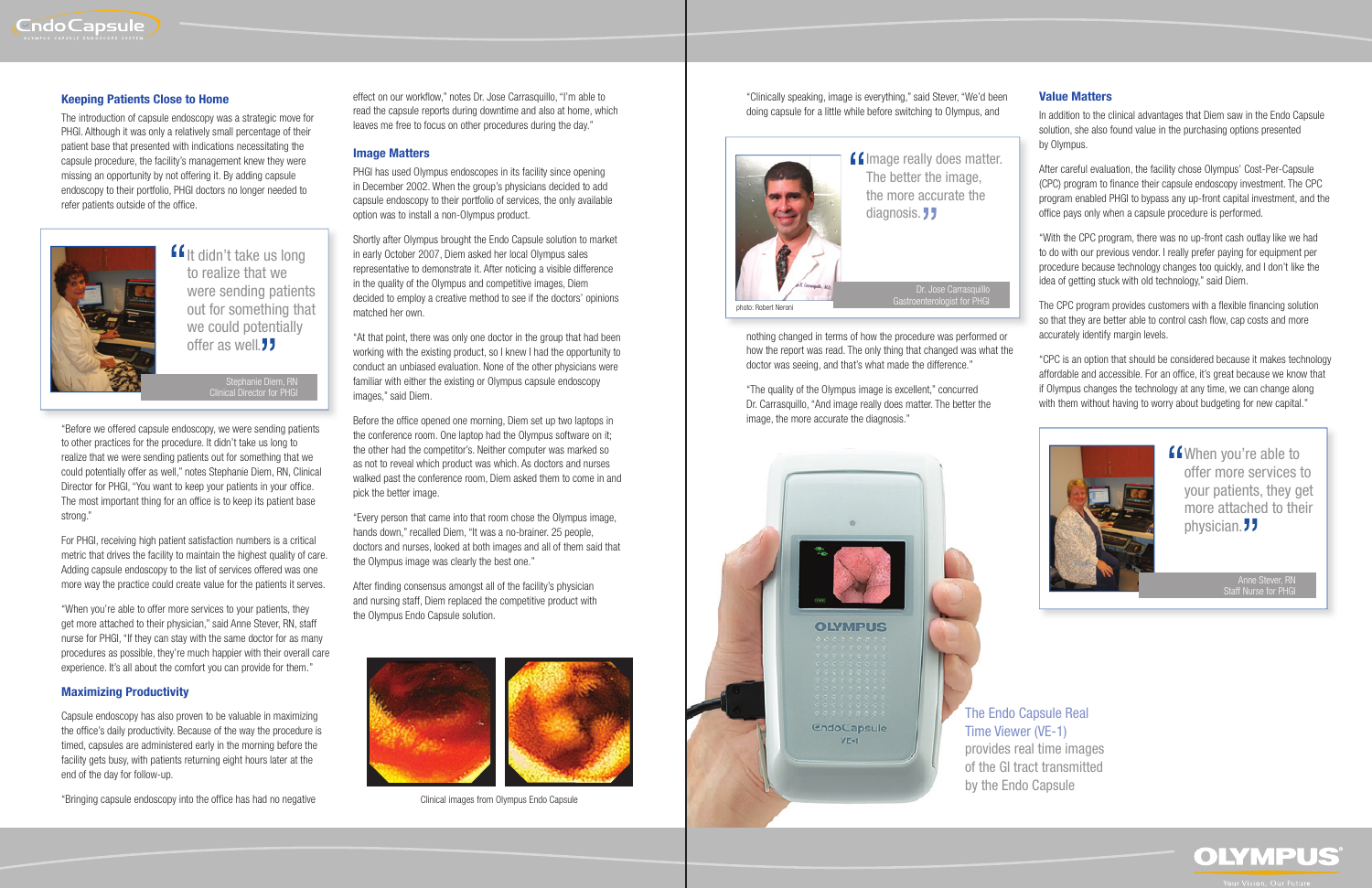## Keeping Patients Close to Home

The introduction of capsule endoscopy was a strategic move for PHGI. Although it was only a relatively small percentage of their patient base that presented with indications necessitating the capsule procedure, the facility's management knew they were missing an opportunity by not offering it. By adding capsule endoscopy to their portfolio, PHGI doctors no longer needed to refer patients outside of the office.

> "It didn't take us long to realize that we were sending patients out for something that we could potentially offer as well."
>
> Stephanie Diem, RN
> Clinical Director for PHGI

"Before we offered capsule endoscopy, we were sending patients to other practices for the procedure. It didn't take us long to realize that we were sending patients out for something that we could potentially offer as well," notes Stephanie Diem, RN, Clinical Director for PHGI, "You want to keep your patients in your office. The most important thing for an office is to keep its patient base strong."

For PHGI, receiving high patient satisfaction numbers is a critical metric that drives the facility to maintain the highest quality of care. Adding capsule endoscopy to the list of services offered was one more way the practice could create value for the patients it serves.

"When you're able to offer more services to your patients, they get more attached to their physician," said Anne Stever, RN, staff nurse for PHGI, "If they can stay with the same doctor for as many procedures as possible, they're much happier with their overall care experience. It's all about the comfort you can provide for them."

## Maximizing Productivity

Capsule endoscopy has also proven to be valuable in maximizing the office's daily productivity. Because of the way the procedure is timed, capsules are administered early in the morning before the facility gets busy, with patients returning eight hours later at the end of the day for follow-up.

"Bringing capsule endoscopy into the office has had no negative effect on our workflow," notes Dr. Jose Carrasquillo, "I'm able to read the capsule reports during downtime and also at home, which leaves me free to focus on other procedures during the day."

## Image Matters

PHGI has used Olympus endoscopes in its facility since opening in December 2002. When the group's physicians decided to add capsule endoscopy to their portfolio of services, the only available option was to install a non-Olympus product.

Shortly after Olympus brought the Endo Capsule solution to market in early October 2007, Diem asked her local Olympus sales representative to demonstrate it. After noticing a visible difference in the quality of the Olympus and competitive images, Diem decided to employ a creative method to see if the doctors' opinions matched her own.

"At that point, there was only one doctor in the group that had been working with the existing product, so I knew I had the opportunity to conduct an unbiased evaluation. None of the other physicians were familiar with either the existing or Olympus capsule endoscopy images," said Diem.

Before the office opened one morning, Diem set up two laptops in the conference room. One laptop had the Olympus software on it; the other had the competitor's. Neither computer was marked so as not to reveal which product was which. As doctors and nurses walked past the conference room, Diem asked them to come in and pick the better image.

"Every person that came into that room chose the Olympus image, hands down," recalled Diem, "It was a no-brainer. 25 people, doctors and nurses, looked at both images and all of them said that the Olympus image was clearly the best one."

After finding consensus amongst all of the facility's physician and nursing staff, Diem replaced the competitive product with the Olympus Endo Capsule solution.

Clinical images from Olympus Endo Capsule

"Clinically speaking, image is everything," said Stever, "We'd been doing capsule for a little while before switching to Olympus, and nothing changed in terms of how the procedure was performed or how the report was read. The only thing that changed was what the doctor was seeing, and that's what made the difference."

> "Image really does matter. The better the image, the more accurate the diagnosis."
>
> Dr. Jose Carrasquillo
> Gastroenterologist for PHGI

photo: Robert Neroni

"The quality of the Olympus image is excellent," concurred Dr. Carrasquillo, "And image really does matter. The better the image, the more accurate the diagnosis."

The Endo Capsule Real Time Viewer (VE-1) provides real time images of the GI tract transmitted by the Endo Capsule

## Value Matters

In addition to the clinical advantages that Diem saw in the Endo Capsule solution, she also found value in the purchasing options presented by Olympus.

After careful evaluation, the facility chose Olympus' Cost-Per-Capsule (CPC) program to finance their capsule endoscopy investment. The CPC program enabled PHGI to bypass any up-front capital investment, and the office pays only when a capsule procedure is performed.

"With the CPC program, there was no up-front cash outlay like we had to do with our previous vendor. I really prefer paying for equipment per procedure because technology changes too quickly, and I don't like the idea of getting stuck with old technology," said Diem.

The CPC program provides customers with a flexible financing solution so that they are better able to control cash flow, cap costs and more accurately identify margin levels.

"CPC is an option that should be considered because it makes technology affordable and accessible. For an office, it's great because we know that if Olympus changes the technology at any time, we can change along with them without having to worry about budgeting for new capital."

> "When you're able to offer more services to your patients, they get more attached to their physician."
>
> Anne Stever, RN
> Staff Nurse for PHGI